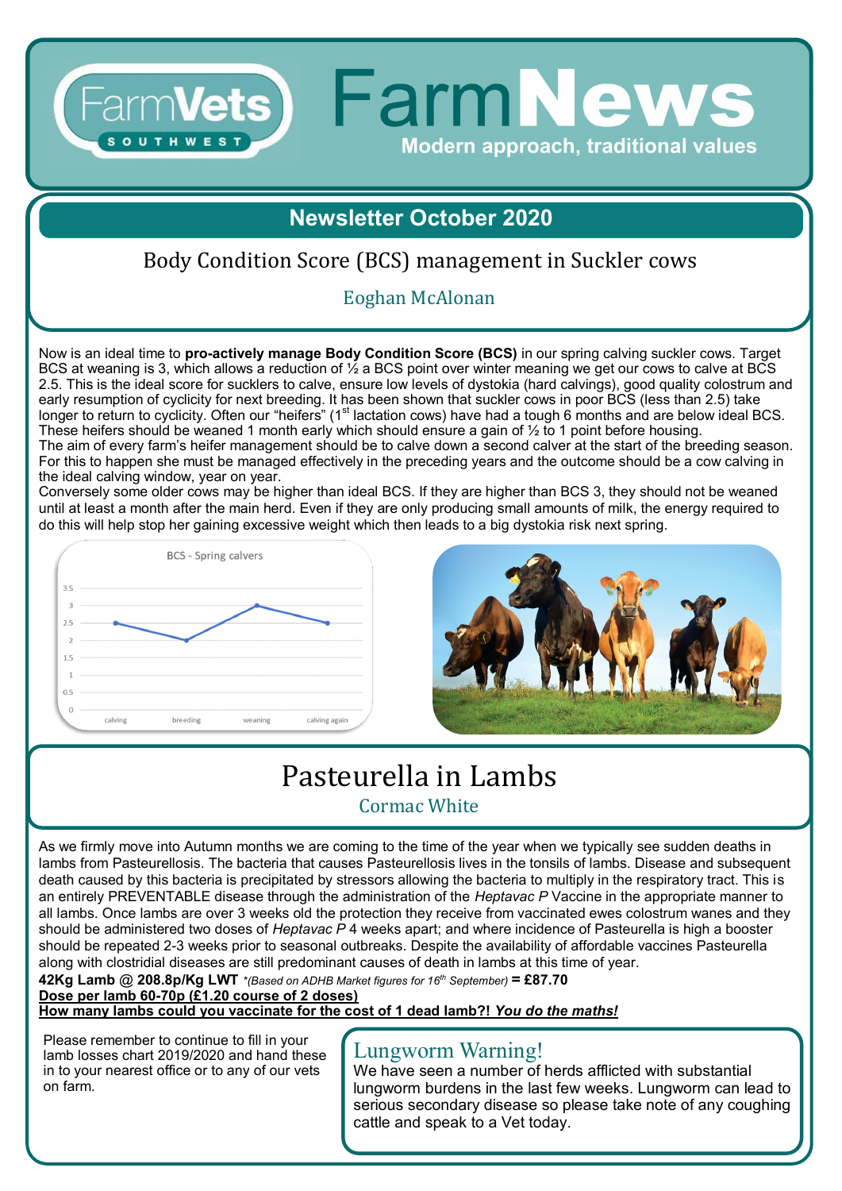# FarmVets SOUTHWEST — FarmNews

Modern approach, traditional values

## Newsletter October 2020

## Body Condition Score (BCS) management in Suckler cows

Eoghan McAlonan

Now is an ideal time to **pro-actively manage Body Condition Score (BCS)** in our spring calving suckler cows. Target BCS at weaning is 3, which allows a reduction of ½ a BCS point over winter meaning we get our cows to calve at BCS 2.5. This is the ideal score for sucklers to calve, ensure low levels of dystokia (hard calvings), good quality colostrum and early resumption of cyclicity for next breeding. It has been shown that suckler cows in poor BCS (less than 2.5) take longer to return to cyclicity. Often our "heifers" (1st lactation cows) have had a tough 6 months and are below ideal BCS. These heifers should be weaned 1 month early which should ensure a gain of ½ to 1 point before housing.

The aim of every farm's heifer management should be to calve down a second calver at the start of the breeding season. For this to happen she must be managed effectively in the preceding years and the outcome should be a cow calving in the ideal calving window, year on year.

Conversely some older cows may be higher than ideal BCS. If they are higher than BCS 3, they should not be weaned until at least a month after the main herd. Even if they are only producing small amounts of milk, the energy required to do this will help stop her gaining excessive weight which then leads to a big dystokia risk next spring.

BCS - Spring calvers

| Stage | BCS |
|---|---|
| calving | 2.5 |
| breeding | 2 |
| weaning | 3 |
| calving again | 2.5 |

## Pasteurella in Lambs

Cormac White

As we firmly move into Autumn months we are coming to the time of the year when we typically see sudden deaths in lambs from Pasteurellosis. The bacteria that causes Pasteurellosis lives in the tonsils of lambs. Disease and subsequent death caused by this bacteria is precipitated by stressors allowing the bacteria to multiply in the respiratory tract. This is an entirely PREVENTABLE disease through the administration of the *Heptavac P* Vaccine in the appropriate manner to all lambs. Once lambs are over 3 weeks old the protection they receive from vaccinated ewes colostrum wanes and they should be administered two doses of *Heptavac P* 4 weeks apart; and where incidence of Pasteurella is high a booster should be repeated 2-3 weeks prior to seasonal outbreaks. Despite the availability of affordable vaccines Pasteurella along with clostridial diseases are still predominant causes of death in lambs at this time of year.

**42Kg Lamb @ 208.8p/Kg LWT** *\*(Based on ADHB Market figures for 16th September)* **= £87.70**

**<u>Dose per lamb 60-70p (£1.20 course of 2 doses)</u>**

**<u>How many lambs could you vaccinate for the cost of 1 dead lamb?! *You do the maths!*</u>**

Please remember to continue to fill in your lamb losses chart 2019/2020 and hand these in to your nearest office or to any of our vets on farm.

### Lungworm Warning!

We have seen a number of herds afflicted with substantial lungworm burdens in the last few weeks. Lungworm can lead to serious secondary disease so please take note of any coughing cattle and speak to a Vet today.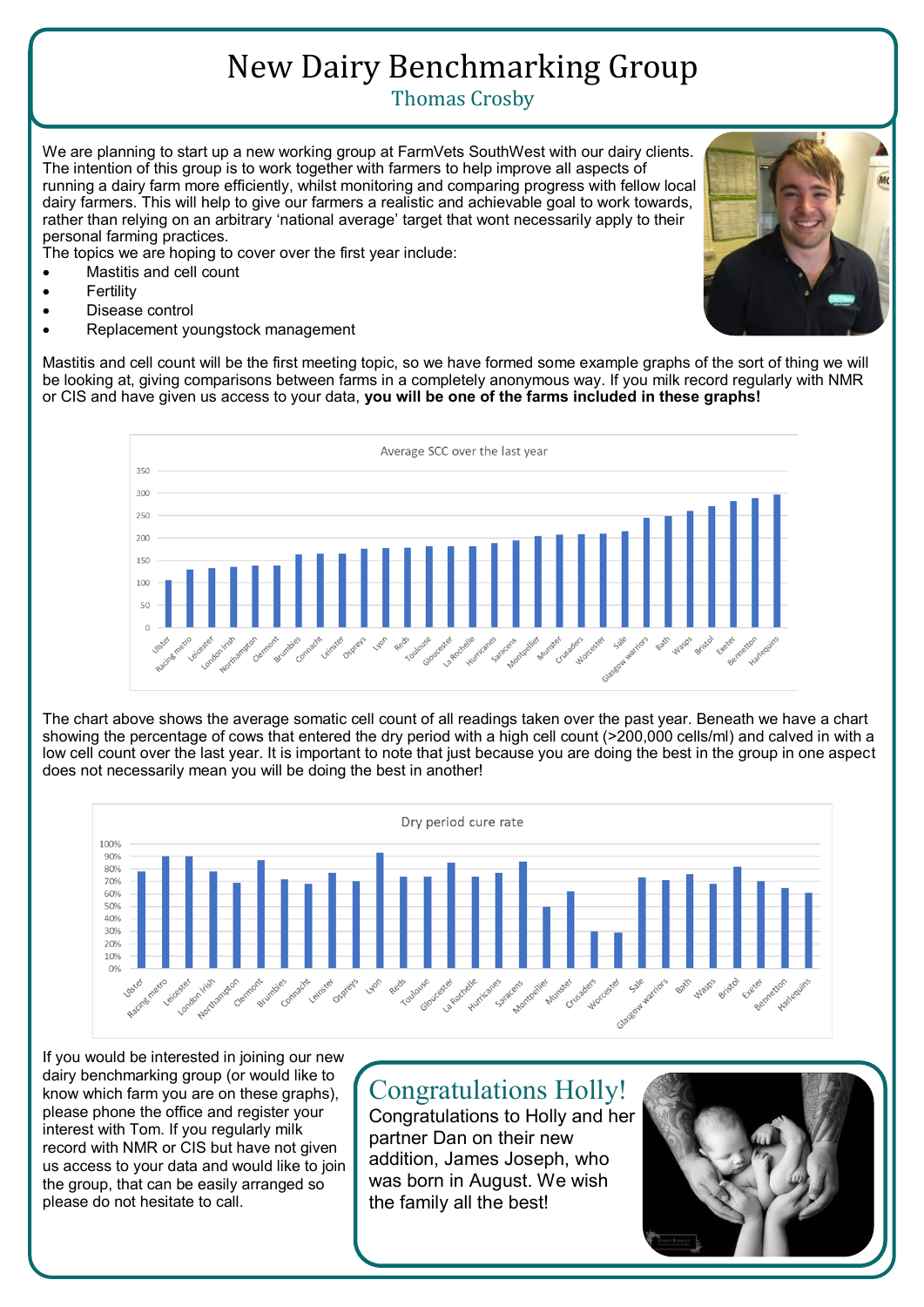# New Dairy Benchmarking Group

Thomas Crosby

We are planning to start up a new working group at FarmVets SouthWest with our dairy clients. The intention of this group is to work together with farmers to help improve all aspects of running a dairy farm more efficiently, whilst monitoring and comparing progress with fellow local dairy farmers. This will help to give our farmers a realistic and achievable goal to work towards, rather than relying on an arbitrary 'national average' target that wont necessarily apply to their personal farming practices.

The topics we are hoping to cover over the first year include:

- Mastitis and cell count
- Fertility
- Disease control
- Replacement youngstock management

Mastitis and cell count will be the first meeting topic, so we have formed some example graphs of the sort of thing we will be looking at, giving comparisons between farms in a completely anonymous way. If you milk record regularly with NMR or CIS and have given us access to your data, **you will be one of the farms included in these graphs!**

Average SCC over the last year

350
300
250
200
150
100
50
0

Ulster, Racing metro, Leicester, London Irish, Northampton, Clermont, Brumbies, Connacht, Leinster, Ospreys, Lyon, Reds, Toulouse, Gloucester, La Rochelle, Hurricanes, Saracens, Montpellier, Munster, Crusaders, Worcester, Sale, Glasgow warriors, Bath, Wasps, Bristol, Exeter, Bennetton, Harlequins

The chart above shows the average somatic cell count of all readings taken over the past year. Beneath we have a chart showing the percentage of cows that entered the dry period with a high cell count (>200,000 cells/ml) and calved in with a low cell count over the last year. It is important to note that just because you are doing the best in the group in one aspect does not necessarily mean you will be doing the best in another!

Dry period cure rate

100%
90%
80%
70%
60%
50%
40%
30%
20%
10%
0%

Ulster, Racing metro, Leicester, London Irish, Northampton, Clermont, Brumbies, Connacht, Leinster, Ospreys, Lyon, Reds, Toulouse, Gloucester, La Rochelle, Hurricanes, Saracens, Montpellier, Munster, Crusaders, Worcester, Sale, Glasgow warriors, Bath, Wasps, Bristol, Exeter, Bennetton, Harlequins

If you would be interested in joining our new dairy benchmarking group (or would like to know which farm you are on these graphs), please phone the office and register your interest with Tom. If you regularly milk record with NMR or CIS but have not given us access to your data and would like to join the group, that can be easily arranged so please do not hesitate to call.

## Congratulations Holly!

Congratulations to Holly and her partner Dan on their new addition, James Joseph, who was born in August. We wish the family all the best!